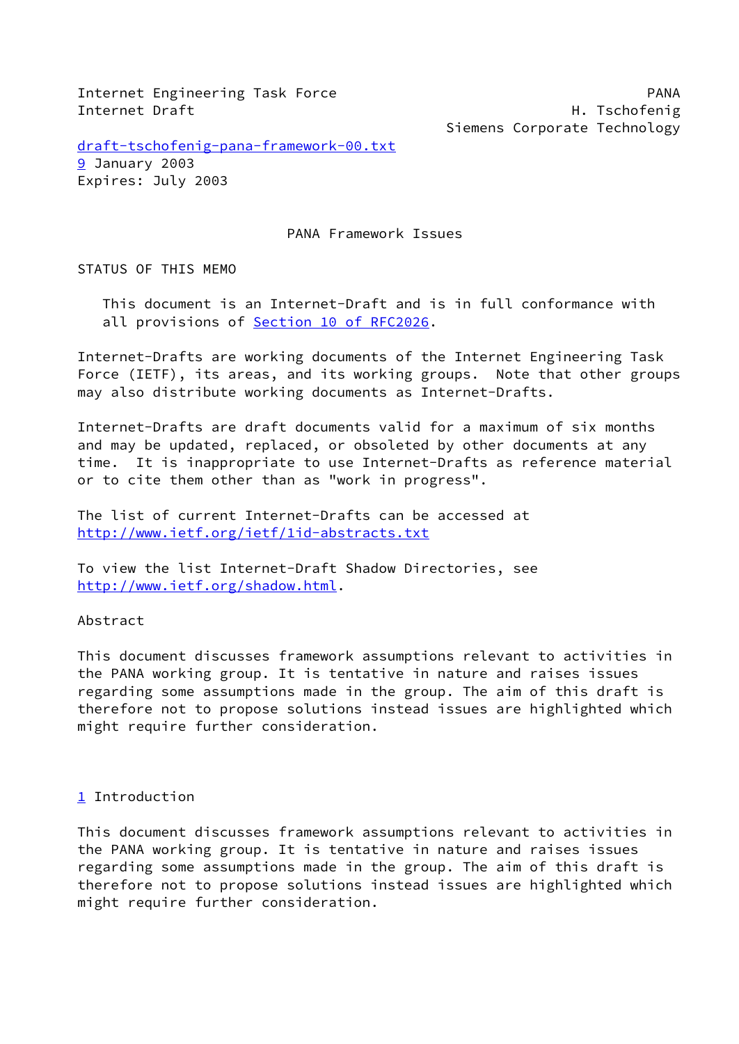Internet Engineering Task Force PANA
Internet Draft H. Tschofenig
Siemens Corporate Technology

draft-tschofenig-pana-framework-00.txt
9 January 2003
Expires: July 2003

# PANA Framework Issues

STATUS OF THIS MEMO

This document is an Internet-Draft and is in full conformance with all provisions of Section 10 of RFC2026.

Internet-Drafts are working documents of the Internet Engineering Task Force (IETF), its areas, and its working groups. Note that other groups may also distribute working documents as Internet-Drafts.

Internet-Drafts are draft documents valid for a maximum of six months and may be updated, replaced, or obsoleted by other documents at any time. It is inappropriate to use Internet-Drafts as reference material or to cite them other than as "work in progress".

The list of current Internet-Drafts can be accessed at
http://www.ietf.org/ietf/1id-abstracts.txt

To view the list Internet-Draft Shadow Directories, see
http://www.ietf.org/shadow.html.

## Abstract

This document discusses framework assumptions relevant to activities in the PANA working group. It is tentative in nature and raises issues regarding some assumptions made in the group. The aim of this draft is therefore not to propose solutions instead issues are highlighted which might require further consideration.

## 1 Introduction

This document discusses framework assumptions relevant to activities in the PANA working group. It is tentative in nature and raises issues regarding some assumptions made in the group. The aim of this draft is therefore not to propose solutions instead issues are highlighted which might require further consideration.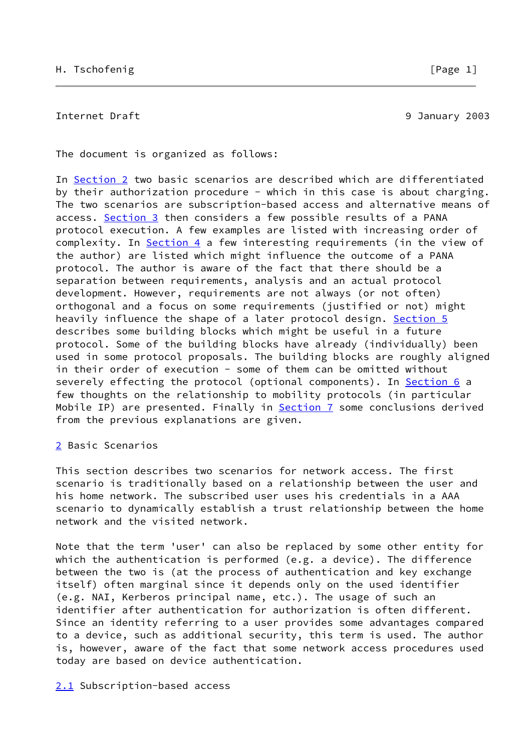The document is organized as follows:

In Section 2 two basic scenarios are described which are differentiated by their authorization procedure - which in this case is about charging. The two scenarios are subscription-based access and alternative means of access. Section 3 then considers a few possible results of a PANA protocol execution. A few examples are listed with increasing order of complexity. In Section 4 a few interesting requirements (in the view of the author) are listed which might influence the outcome of a PANA protocol. The author is aware of the fact that there should be a separation between requirements, analysis and an actual protocol development. However, requirements are not always (or not often) orthogonal and a focus on some requirements (justified or not) might heavily influence the shape of a later protocol design. Section 5 describes some building blocks which might be useful in a future protocol. Some of the building blocks have already (individually) been used in some protocol proposals. The building blocks are roughly aligned in their order of execution - some of them can be omitted without severely effecting the protocol (optional components). In Section 6 a few thoughts on the relationship to mobility protocols (in particular Mobile IP) are presented. Finally in Section 7 some conclusions derived from the previous explanations are given.

## 2 Basic Scenarios

This section describes two scenarios for network access. The first scenario is traditionally based on a relationship between the user and his home network. The subscribed user uses his credentials in a AAA scenario to dynamically establish a trust relationship between the home network and the visited network.

Note that the term 'user' can also be replaced by some other entity for which the authentication is performed (e.g. a device). The difference between the two is (at the process of authentication and key exchange itself) often marginal since it depends only on the used identifier (e.g. NAI, Kerberos principal name, etc.). The usage of such an identifier after authentication for authorization is often different. Since an identity referring to a user provides some advantages compared to a device, such as additional security, this term is used. The author is, however, aware of the fact that some network access procedures used today are based on device authentication.

### 2.1 Subscription-based access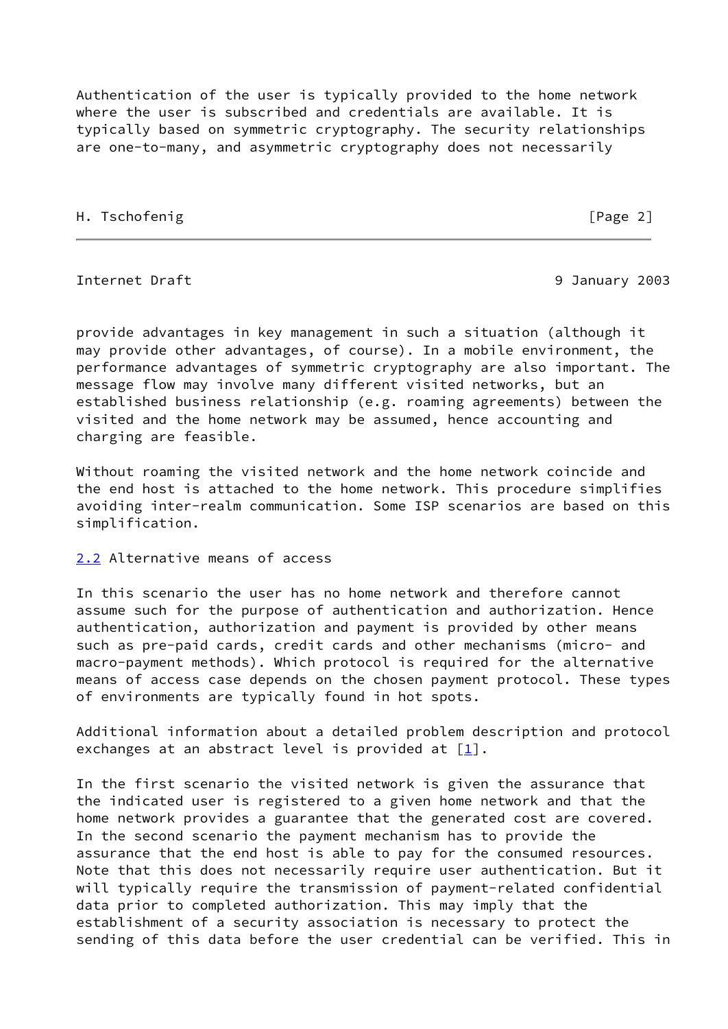Authentication of the user is typically provided to the home network where the user is subscribed and credentials are available. It is typically based on symmetric cryptography. The security relationships are one-to-many, and asymmetric cryptography does not necessarily provide advantages in key management in such a situation (although it may provide other advantages, of course). In a mobile environment, the performance advantages of symmetric cryptography are also important. The message flow may involve many different visited networks, but an established business relationship (e.g. roaming agreements) between the visited and the home network may be assumed, hence accounting and charging are feasible.

Without roaming the visited network and the home network coincide and the end host is attached to the home network. This procedure simplifies avoiding inter-realm communication. Some ISP scenarios are based on this simplification.

### 2.2 Alternative means of access

In this scenario the user has no home network and therefore cannot assume such for the purpose of authentication and authorization. Hence authentication, authorization and payment is provided by other means such as pre-paid cards, credit cards and other mechanisms (micro- and macro-payment methods). Which protocol is required for the alternative means of access case depends on the chosen payment protocol. These types of environments are typically found in hot spots.

Additional information about a detailed problem description and protocol exchanges at an abstract level is provided at [1].

In the first scenario the visited network is given the assurance that the indicated user is registered to a given home network and that the home network provides a guarantee that the generated cost are covered. In the second scenario the payment mechanism has to provide the assurance that the end host is able to pay for the consumed resources. Note that this does not necessarily require user authentication. But it will typically require the transmission of payment-related confidential data prior to completed authorization. This may imply that the establishment of a security association is necessary to protect the sending of this data before the user credential can be verified. This in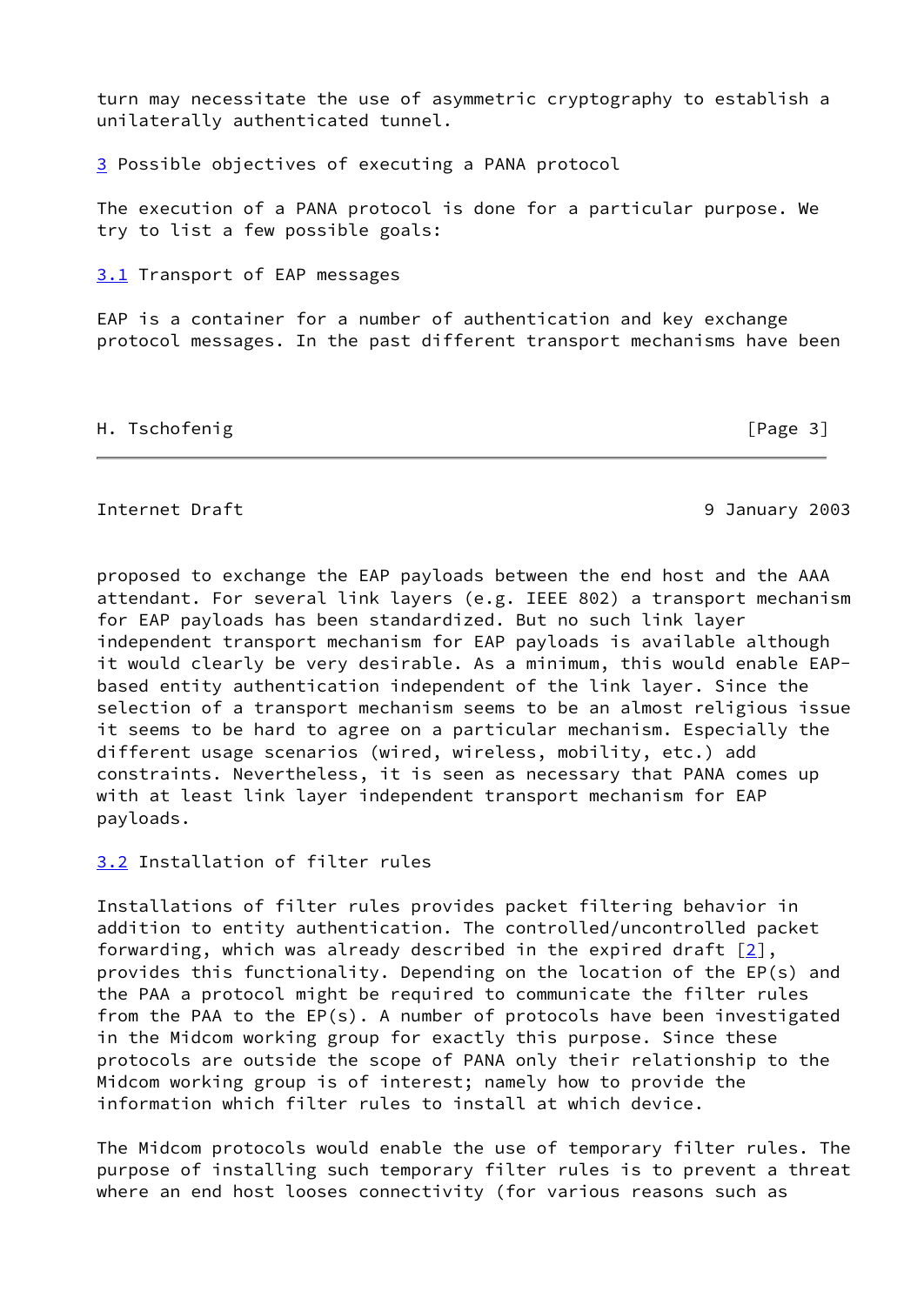turn may necessitate the use of asymmetric cryptography to establish a unilaterally authenticated tunnel.

## 3 Possible objectives of executing a PANA protocol

The execution of a PANA protocol is done for a particular purpose. We try to list a few possible goals:

### 3.1 Transport of EAP messages

EAP is a container for a number of authentication and key exchange protocol messages. In the past different transport mechanisms have been proposed to exchange the EAP payloads between the end host and the AAA attendant. For several link layers (e.g. IEEE 802) a transport mechanism for EAP payloads has been standardized. But no such link layer independent transport mechanism for EAP payloads is available although it would clearly be very desirable. As a minimum, this would enable EAP-based entity authentication independent of the link layer. Since the selection of a transport mechanism seems to be an almost religious issue it seems to be hard to agree on a particular mechanism. Especially the different usage scenarios (wired, wireless, mobility, etc.) add constraints. Nevertheless, it is seen as necessary that PANA comes up with at least link layer independent transport mechanism for EAP payloads.

### 3.2 Installation of filter rules

Installations of filter rules provides packet filtering behavior in addition to entity authentication. The controlled/uncontrolled packet forwarding, which was already described in the expired draft [2], provides this functionality. Depending on the location of the EP(s) and the PAA a protocol might be required to communicate the filter rules from the PAA to the EP(s). A number of protocols have been investigated in the Midcom working group for exactly this purpose. Since these protocols are outside the scope of PANA only their relationship to the Midcom working group is of interest; namely how to provide the information which filter rules to install at which device.

The Midcom protocols would enable the use of temporary filter rules. The purpose of installing such temporary filter rules is to prevent a threat where an end host looses connectivity (for various reasons such as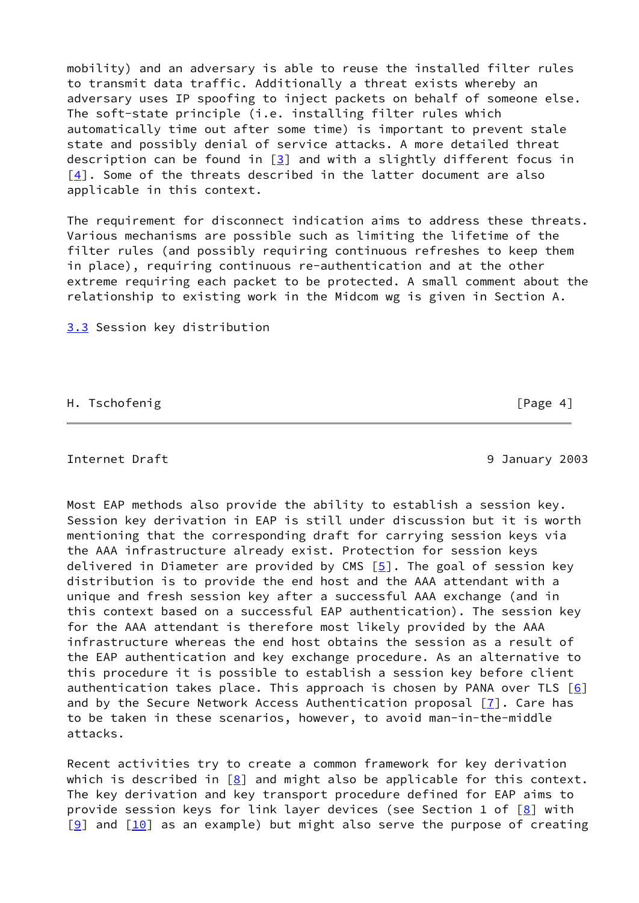mobility) and an adversary is able to reuse the installed filter rules to transmit data traffic. Additionally a threat exists whereby an adversary uses IP spoofing to inject packets on behalf of someone else. The soft-state principle (i.e. installing filter rules which automatically time out after some time) is important to prevent stale state and possibly denial of service attacks. A more detailed threat description can be found in [3] and with a slightly different focus in [4]. Some of the threats described in the latter document are also applicable in this context.

The requirement for disconnect indication aims to address these threats. Various mechanisms are possible such as limiting the lifetime of the filter rules (and possibly requiring continuous refreshes to keep them in place), requiring continuous re-authentication and at the other extreme requiring each packet to be protected. A small comment about the relationship to existing work in the Midcom wg is given in Section A.

### 3.3 Session key distribution

Most EAP methods also provide the ability to establish a session key. Session key derivation in EAP is still under discussion but it is worth mentioning that the corresponding draft for carrying session keys via the AAA infrastructure already exist. Protection for session keys delivered in Diameter are provided by CMS [5]. The goal of session key distribution is to provide the end host and the AAA attendant with a unique and fresh session key after a successful AAA exchange (and in this context based on a successful EAP authentication). The session key for the AAA attendant is therefore most likely provided by the AAA infrastructure whereas the end host obtains the session as a result of the EAP authentication and key exchange procedure. As an alternative to this procedure it is possible to establish a session key before client authentication takes place. This approach is chosen by PANA over TLS [6] and by the Secure Network Access Authentication proposal [7]. Care has to be taken in these scenarios, however, to avoid man-in-the-middle attacks.

Recent activities try to create a common framework for key derivation which is described in [8] and might also be applicable for this context. The key derivation and key transport procedure defined for EAP aims to provide session keys for link layer devices (see Section 1 of [8] with [9] and [10] as an example) but might also serve the purpose of creating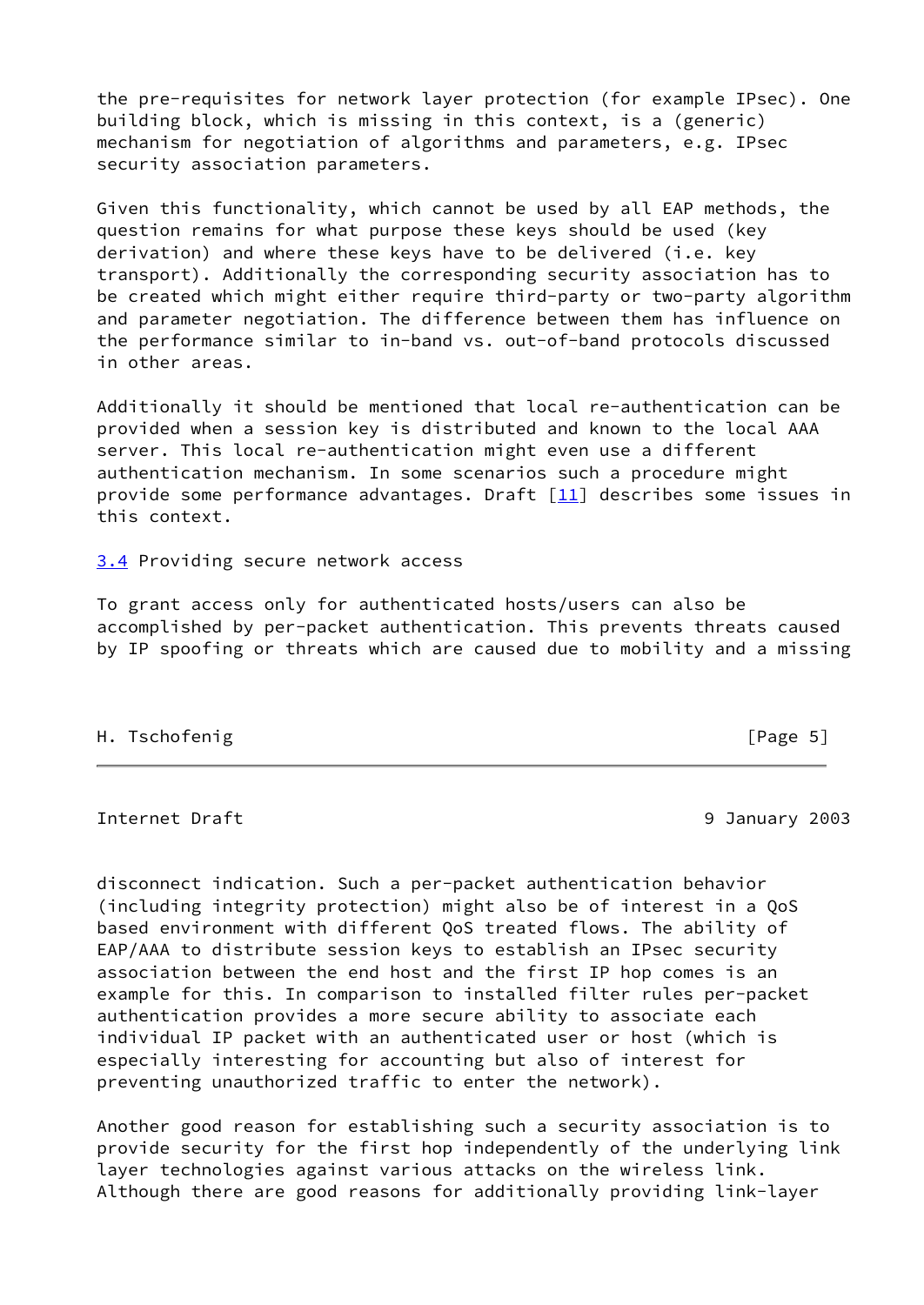the pre-requisites for network layer protection (for example IPsec). One building block, which is missing in this context, is a (generic) mechanism for negotiation of algorithms and parameters, e.g. IPsec security association parameters.

Given this functionality, which cannot be used by all EAP methods, the question remains for what purpose these keys should be used (key derivation) and where these keys have to be delivered (i.e. key transport). Additionally the corresponding security association has to be created which might either require third-party or two-party algorithm and parameter negotiation. The difference between them has influence on the performance similar to in-band vs. out-of-band protocols discussed in other areas.

Additionally it should be mentioned that local re-authentication can be provided when a session key is distributed and known to the local AAA server. This local re-authentication might even use a different authentication mechanism. In some scenarios such a procedure might provide some performance advantages. Draft [11] describes some issues in this context.

### 3.4 Providing secure network access

To grant access only for authenticated hosts/users can also be accomplished by per-packet authentication. This prevents threats caused by IP spoofing or threats which are caused due to mobility and a missing disconnect indication. Such a per-packet authentication behavior (including integrity protection) might also be of interest in a QoS based environment with different QoS treated flows. The ability of EAP/AAA to distribute session keys to establish an IPsec security association between the end host and the first IP hop comes is an example for this. In comparison to installed filter rules per-packet authentication provides a more secure ability to associate each individual IP packet with an authenticated user or host (which is especially interesting for accounting but also of interest for preventing unauthorized traffic to enter the network).

Another good reason for establishing such a security association is to provide security for the first hop independently of the underlying link layer technologies against various attacks on the wireless link. Although there are good reasons for additionally providing link-layer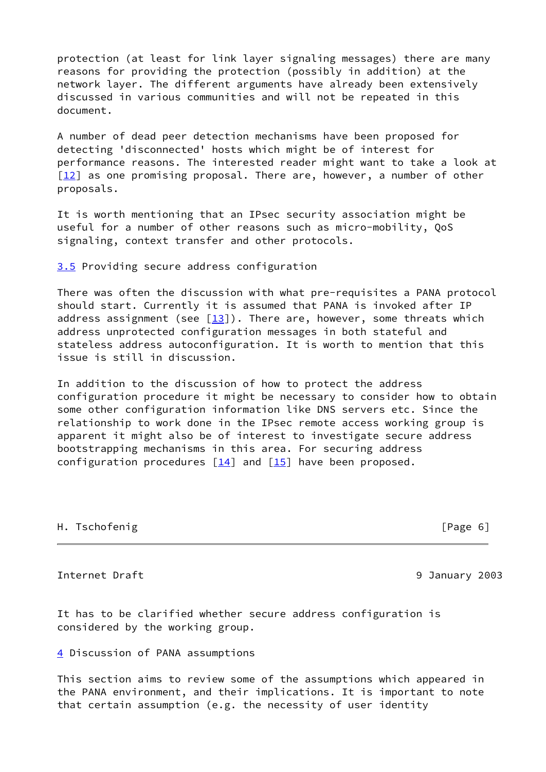protection (at least for link layer signaling messages) there are many reasons for providing the protection (possibly in addition) at the network layer. The different arguments have already been extensively discussed in various communities and will not be repeated in this document.

A number of dead peer detection mechanisms have been proposed for detecting 'disconnected' hosts which might be of interest for performance reasons. The interested reader might want to take a look at [12] as one promising proposal. There are, however, a number of other proposals.

It is worth mentioning that an IPsec security association might be useful for a number of other reasons such as micro-mobility, QoS signaling, context transfer and other protocols.

### 3.5 Providing secure address configuration

There was often the discussion with what pre-requisites a PANA protocol should start. Currently it is assumed that PANA is invoked after IP address assignment (see [13]). There are, however, some threats which address unprotected configuration messages in both stateful and stateless address autoconfiguration. It is worth to mention that this issue is still in discussion.

In addition to the discussion of how to protect the address configuration procedure it might be necessary to consider how to obtain some other configuration information like DNS servers etc. Since the relationship to work done in the IPsec remote access working group is apparent it might also be of interest to investigate secure address bootstrapping mechanisms in this area. For securing address configuration procedures [14] and [15] have been proposed.

It has to be clarified whether secure address configuration is considered by the working group.

## 4 Discussion of PANA assumptions

This section aims to review some of the assumptions which appeared in the PANA environment, and their implications. It is important to note that certain assumption (e.g. the necessity of user identity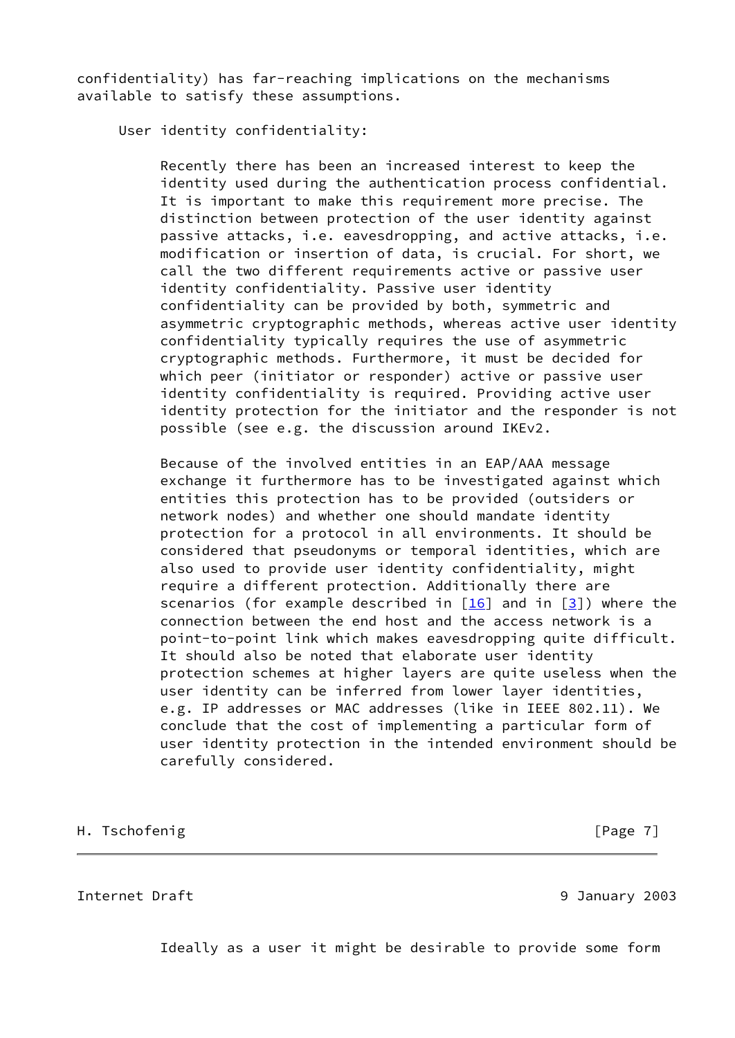confidentiality) has far-reaching implications on the mechanisms available to satisfy these assumptions.

User identity confidentiality:

Recently there has been an increased interest to keep the identity used during the authentication process confidential. It is important to make this requirement more precise. The distinction between protection of the user identity against passive attacks, i.e. eavesdropping, and active attacks, i.e. modification or insertion of data, is crucial. For short, we call the two different requirements active or passive user identity confidentiality. Passive user identity confidentiality can be provided by both, symmetric and asymmetric cryptographic methods, whereas active user identity confidentiality typically requires the use of asymmetric cryptographic methods. Furthermore, it must be decided for which peer (initiator or responder) active or passive user identity confidentiality is required. Providing active user identity protection for the initiator and the responder is not possible (see e.g. the discussion around IKEv2.

Because of the involved entities in an EAP/AAA message exchange it furthermore has to be investigated against which entities this protection has to be provided (outsiders or network nodes) and whether one should mandate identity protection for a protocol in all environments. It should be considered that pseudonyms or temporal identities, which are also used to provide user identity confidentiality, might require a different protection. Additionally there are scenarios (for example described in [16] and in [3]) where the connection between the end host and the access network is a point-to-point link which makes eavesdropping quite difficult. It should also be noted that elaborate user identity protection schemes at higher layers are quite useless when the user identity can be inferred from lower layer identities, e.g. IP addresses or MAC addresses (like in IEEE 802.11). We conclude that the cost of implementing a particular form of user identity protection in the intended environment should be carefully considered.

Ideally as a user it might be desirable to provide some form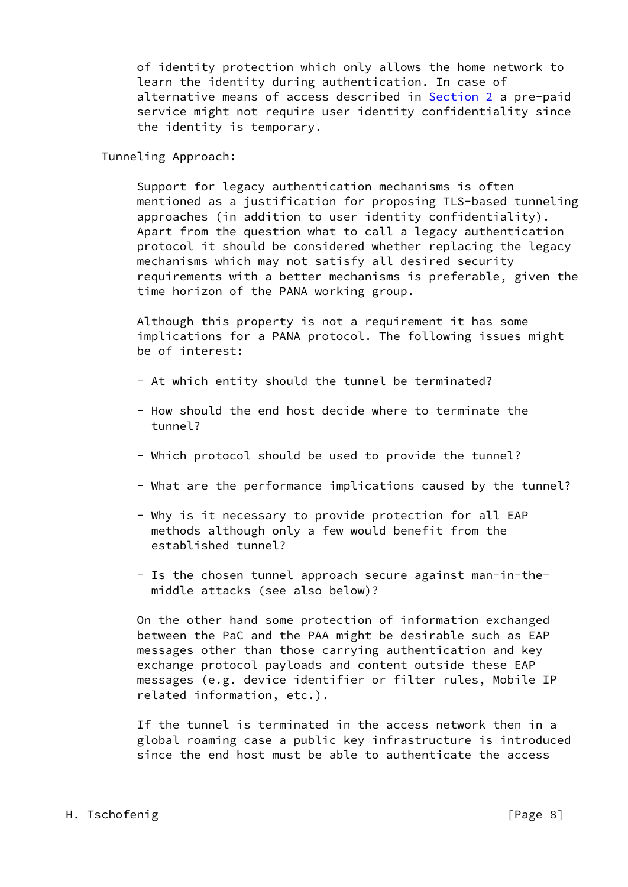of identity protection which only allows the home network to learn the identity during authentication. In case of alternative means of access described in Section 2 a pre-paid service might not require user identity confidentiality since the identity is temporary.

Tunneling Approach:

Support for legacy authentication mechanisms is often mentioned as a justification for proposing TLS-based tunneling approaches (in addition to user identity confidentiality). Apart from the question what to call a legacy authentication protocol it should be considered whether replacing the legacy mechanisms which may not satisfy all desired security requirements with a better mechanisms is preferable, given the time horizon of the PANA working group.

Although this property is not a requirement it has some implications for a PANA protocol. The following issues might be of interest:

- At which entity should the tunnel be terminated?

- How should the end host decide where to terminate the tunnel?

- Which protocol should be used to provide the tunnel?

- What are the performance implications caused by the tunnel?

- Why is it necessary to provide protection for all EAP methods although only a few would benefit from the established tunnel?

- Is the chosen tunnel approach secure against man-in-the-middle attacks (see also below)?

On the other hand some protection of information exchanged between the PaC and the PAA might be desirable such as EAP messages other than those carrying authentication and key exchange protocol payloads and content outside these EAP messages (e.g. device identifier or filter rules, Mobile IP related information, etc.).

If the tunnel is terminated in the access network then in a global roaming case a public key infrastructure is introduced since the end host must be able to authenticate the access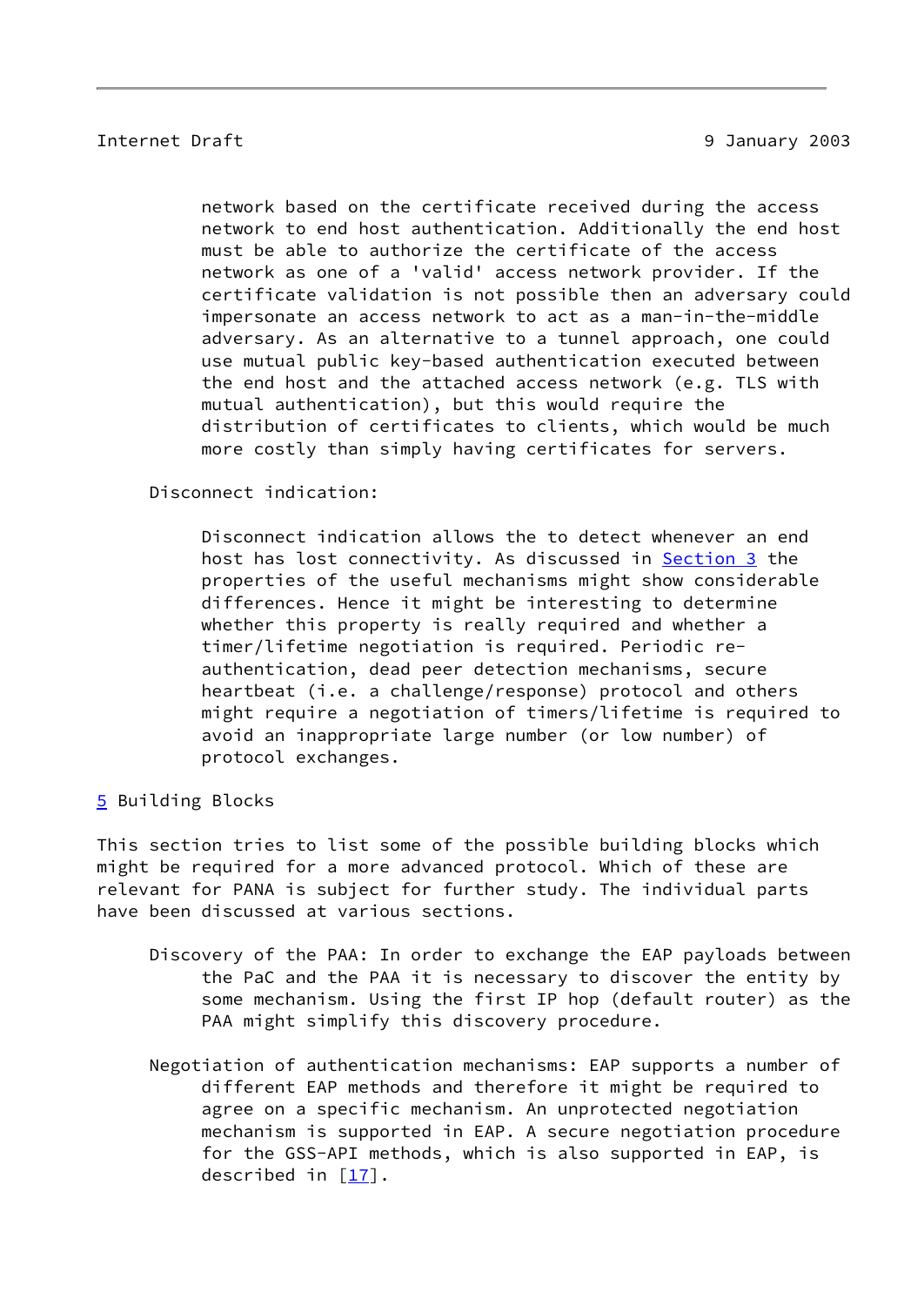network based on the certificate received during the access network to end host authentication. Additionally the end host must be able to authorize the certificate of the access network as one of a 'valid' access network provider. If the certificate validation is not possible then an adversary could impersonate an access network to act as a man-in-the-middle adversary. As an alternative to a tunnel approach, one could use mutual public key-based authentication executed between the end host and the attached access network (e.g. TLS with mutual authentication), but this would require the distribution of certificates to clients, which would be much more costly than simply having certificates for servers.

Disconnect indication:

Disconnect indication allows the to detect whenever an end host has lost connectivity. As discussed in Section 3 the properties of the useful mechanisms might show considerable differences. Hence it might be interesting to determine whether this property is really required and whether a timer/lifetime negotiation is required. Periodic re-authentication, dead peer detection mechanisms, secure heartbeat (i.e. a challenge/response) protocol and others might require a negotiation of timers/lifetime is required to avoid an inappropriate large number (or low number) of protocol exchanges.

## 5 Building Blocks

This section tries to list some of the possible building blocks which might be required for a more advanced protocol. Which of these are relevant for PANA is subject for further study. The individual parts have been discussed at various sections.

Discovery of the PAA: In order to exchange the EAP payloads between the PaC and the PAA it is necessary to discover the entity by some mechanism. Using the first IP hop (default router) as the PAA might simplify this discovery procedure.

Negotiation of authentication mechanisms: EAP supports a number of different EAP methods and therefore it might be required to agree on a specific mechanism. An unprotected negotiation mechanism is supported in EAP. A secure negotiation procedure for the GSS-API methods, which is also supported in EAP, is described in [17].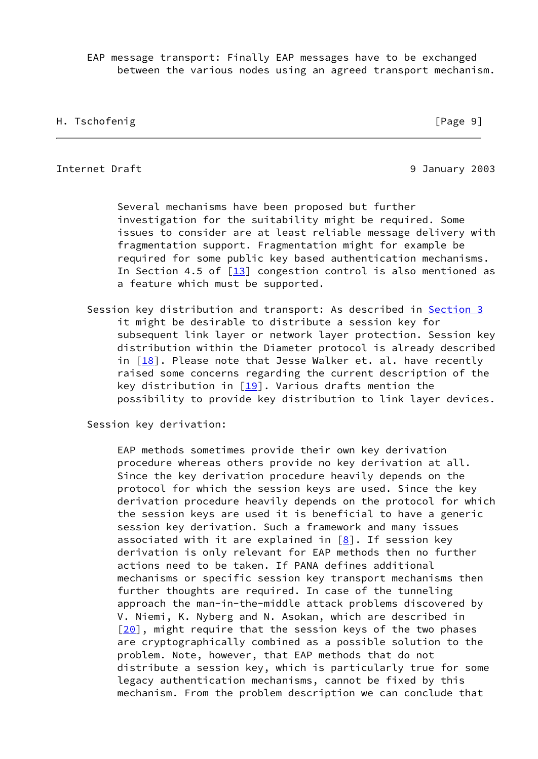EAP message transport: Finally EAP messages have to be exchanged between the various nodes using an agreed transport mechanism.

Several mechanisms have been proposed but further investigation for the suitability might be required. Some issues to consider are at least reliable message delivery with fragmentation support. Fragmentation might for example be required for some public key based authentication mechanisms. In Section 4.5 of [13] congestion control is also mentioned as a feature which must be supported.

Session key distribution and transport: As described in Section 3 it might be desirable to distribute a session key for subsequent link layer or network layer protection. Session key distribution within the Diameter protocol is already described in [18]. Please note that Jesse Walker et. al. have recently raised some concerns regarding the current description of the key distribution in [19]. Various drafts mention the possibility to provide key distribution to link layer devices.

Session key derivation:

EAP methods sometimes provide their own key derivation procedure whereas others provide no key derivation at all. Since the key derivation procedure heavily depends on the protocol for which the session keys are used. Since the key derivation procedure heavily depends on the protocol for which the session keys are used it is beneficial to have a generic session key derivation. Such a framework and many issues associated with it are explained in [8]. If session key derivation is only relevant for EAP methods then no further actions need to be taken. If PANA defines additional mechanisms or specific session key transport mechanisms then further thoughts are required. In case of the tunneling approach the man-in-the-middle attack problems discovered by V. Niemi, K. Nyberg and N. Asokan, which are described in [20], might require that the session keys of the two phases are cryptographically combined as a possible solution to the problem. Note, however, that EAP methods that do not distribute a session key, which is particularly true for some legacy authentication mechanisms, cannot be fixed by this mechanism. From the problem description we can conclude that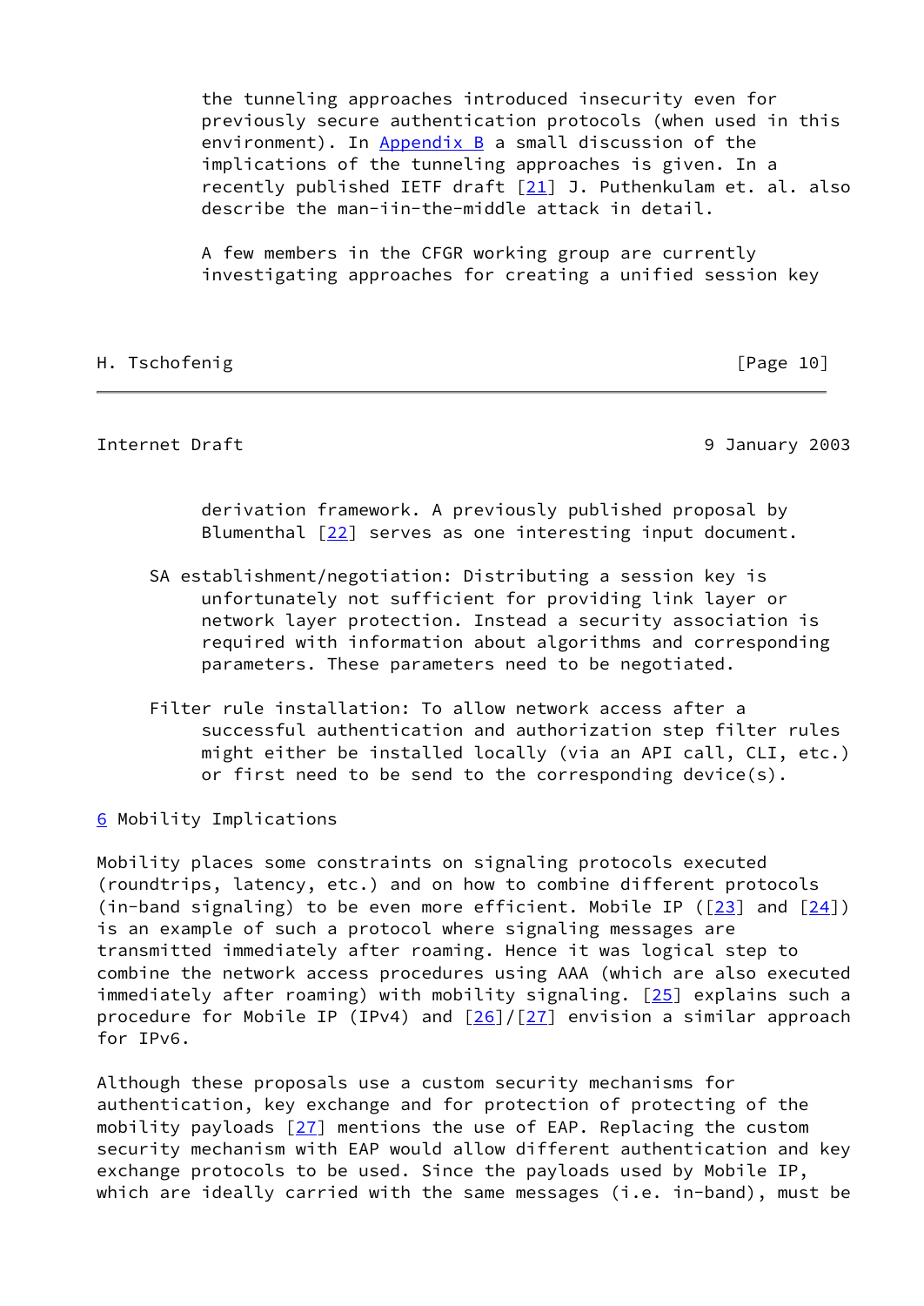the tunneling approaches introduced insecurity even for previously secure authentication protocols (when used in this environment). In Appendix B a small discussion of the implications of the tunneling approaches is given. In a recently published IETF draft [21] J. Puthenkulam et. al. also describe the man-iin-the-middle attack in detail.

A few members in the CFGR working group are currently investigating approaches for creating a unified session key derivation framework. A previously published proposal by Blumenthal [22] serves as one interesting input document.

SA establishment/negotiation: Distributing a session key is unfortunately not sufficient for providing link layer or network layer protection. Instead a security association is required with information about algorithms and corresponding parameters. These parameters need to be negotiated.

Filter rule installation: To allow network access after a successful authentication and authorization step filter rules might either be installed locally (via an API call, CLI, etc.) or first need to be send to the corresponding device(s).

## 6 Mobility Implications

Mobility places some constraints on signaling protocols executed (roundtrips, latency, etc.) and on how to combine different protocols (in-band signaling) to be even more efficient. Mobile IP ([23] and [24]) is an example of such a protocol where signaling messages are transmitted immediately after roaming. Hence it was logical step to combine the network access procedures using AAA (which are also executed immediately after roaming) with mobility signaling. [25] explains such a procedure for Mobile IP (IPv4) and [26]/[27] envision a similar approach for IPv6.

Although these proposals use a custom security mechanisms for authentication, key exchange and for protection of protecting of the mobility payloads [27] mentions the use of EAP. Replacing the custom security mechanism with EAP would allow different authentication and key exchange protocols to be used. Since the payloads used by Mobile IP, which are ideally carried with the same messages (i.e. in-band), must be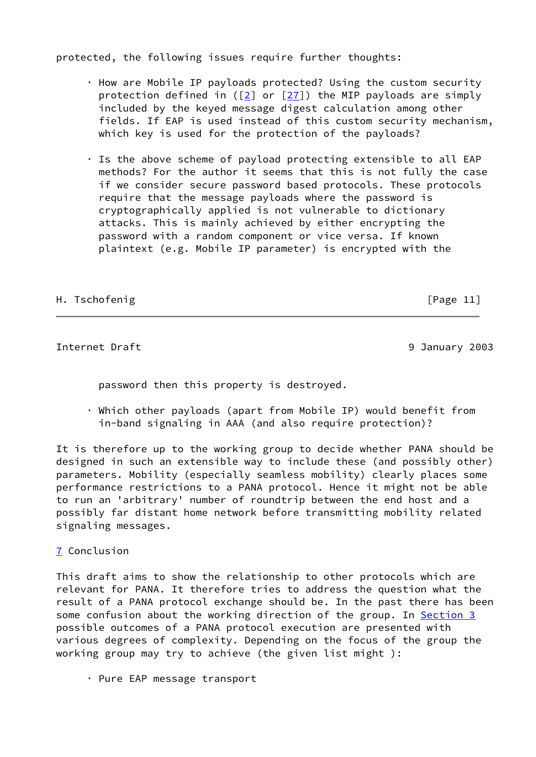protected, the following issues require further thoughts:

- How are Mobile IP payloads protected? Using the custom security protection defined in ([2] or [27]) the MIP payloads are simply included by the keyed message digest calculation among other fields. If EAP is used instead of this custom security mechanism, which key is used for the protection of the payloads?

- Is the above scheme of payload protecting extensible to all EAP methods? For the author it seems that this is not fully the case if we consider secure password based protocols. These protocols require that the message payloads where the password is cryptographically applied is not vulnerable to dictionary attacks. This is mainly achieved by either encrypting the password with a random component or vice versa. If known plaintext (e.g. Mobile IP parameter) is encrypted with the password then this property is destroyed.

- Which other payloads (apart from Mobile IP) would benefit from in-band signaling in AAA (and also require protection)?

It is therefore up to the working group to decide whether PANA should be designed in such an extensible way to include these (and possibly other) parameters. Mobility (especially seamless mobility) clearly places some performance restrictions to a PANA protocol. Hence it might not be able to run an 'arbitrary' number of roundtrip between the end host and a possibly far distant home network before transmitting mobility related signaling messages.

## 7 Conclusion

This draft aims to show the relationship to other protocols which are relevant for PANA. It therefore tries to address the question what the result of a PANA protocol exchange should be. In the past there has been some confusion about the working direction of the group. In Section 3 possible outcomes of a PANA protocol execution are presented with various degrees of complexity. Depending on the focus of the group the working group may try to achieve (the given list might ):

- Pure EAP message transport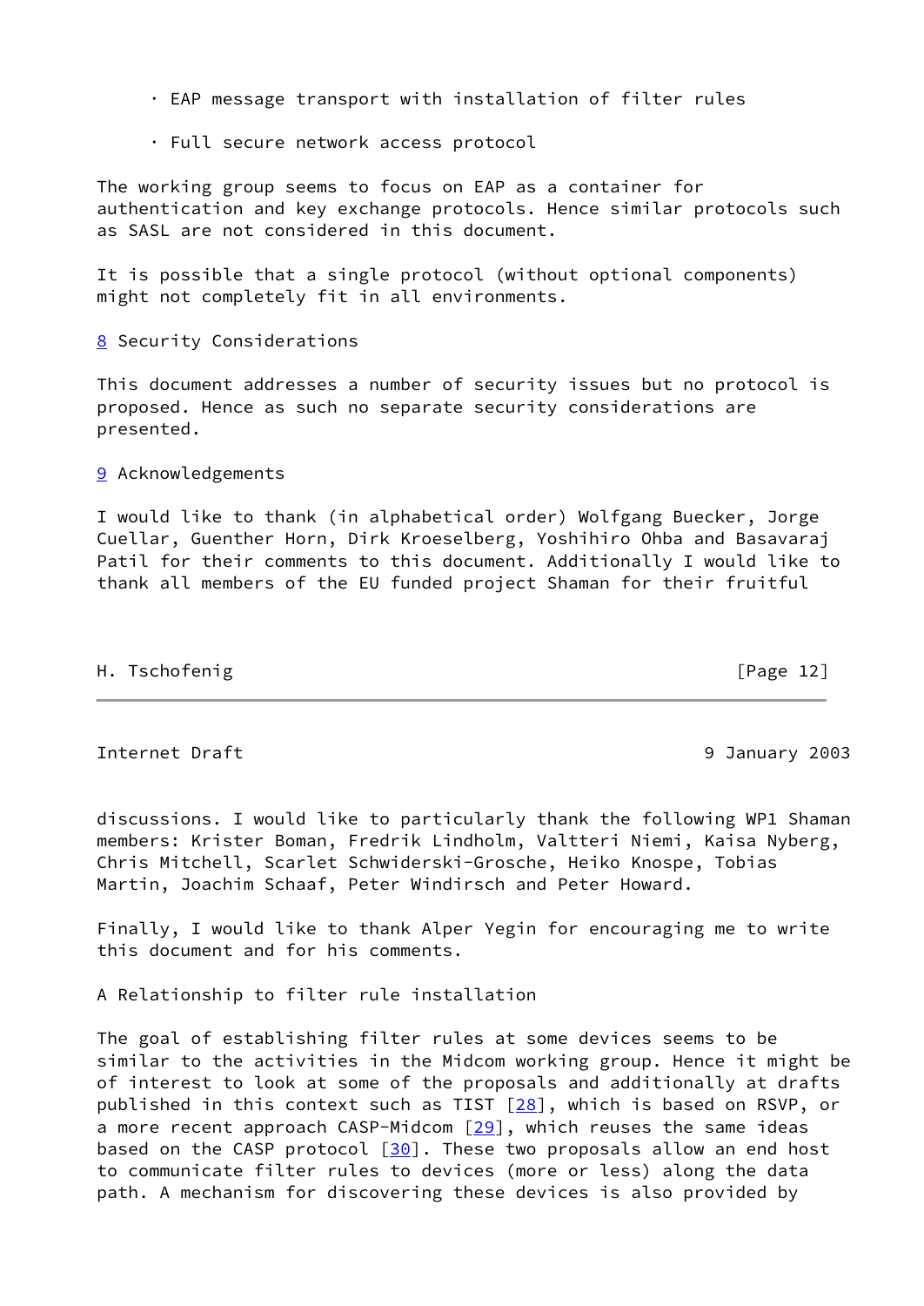- EAP message transport with installation of filter rules

- Full secure network access protocol

The working group seems to focus on EAP as a container for authentication and key exchange protocols. Hence similar protocols such as SASL are not considered in this document.

It is possible that a single protocol (without optional components) might not completely fit in all environments.

## 8 Security Considerations

This document addresses a number of security issues but no protocol is proposed. Hence as such no separate security considerations are presented.

## 9 Acknowledgements

I would like to thank (in alphabetical order) Wolfgang Buecker, Jorge Cuellar, Guenther Horn, Dirk Kroeselberg, Yoshihiro Ohba and Basavaraj Patil for their comments to this document. Additionally I would like to thank all members of the EU funded project Shaman for their fruitful discussions. I would like to particularly thank the following WP1 Shaman members: Krister Boman, Fredrik Lindholm, Valtteri Niemi, Kaisa Nyberg, Chris Mitchell, Scarlet Schwiderski-Grosche, Heiko Knospe, Tobias Martin, Joachim Schaaf, Peter Windirsch and Peter Howard.

Finally, I would like to thank Alper Yegin for encouraging me to write this document and for his comments.

## A Relationship to filter rule installation

The goal of establishing filter rules at some devices seems to be similar to the activities in the Midcom working group. Hence it might be of interest to look at some of the proposals and additionally at drafts published in this context such as TIST [28], which is based on RSVP, or a more recent approach CASP-Midcom [29], which reuses the same ideas based on the CASP protocol [30]. These two proposals allow an end host to communicate filter rules to devices (more or less) along the data path. A mechanism for discovering these devices is also provided by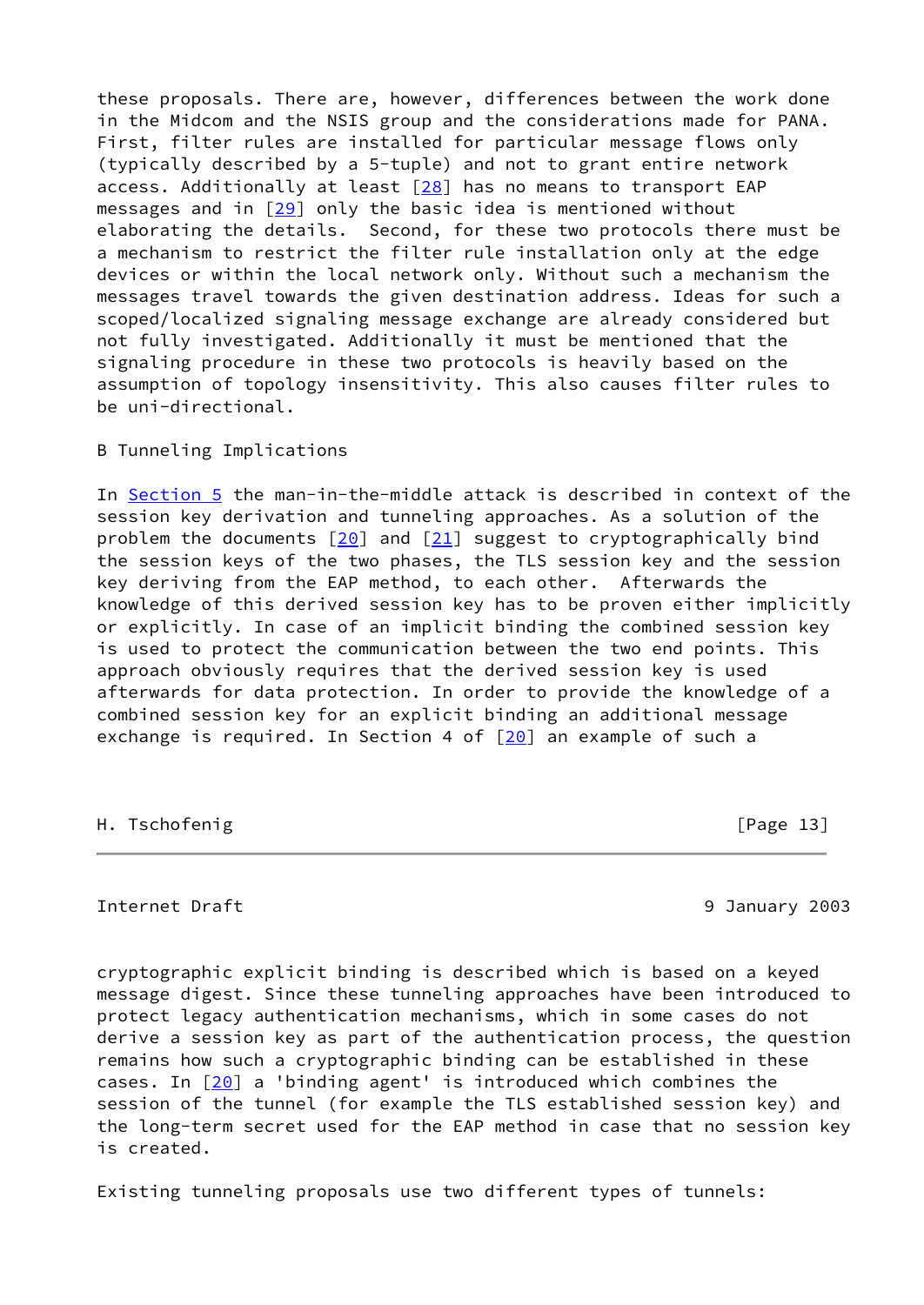these proposals. There are, however, differences between the work done in the Midcom and the NSIS group and the considerations made for PANA. First, filter rules are installed for particular message flows only (typically described by a 5-tuple) and not to grant entire network access. Additionally at least [28] has no means to transport EAP messages and in [29] only the basic idea is mentioned without elaborating the details. Second, for these two protocols there must be a mechanism to restrict the filter rule installation only at the edge devices or within the local network only. Without such a mechanism the messages travel towards the given destination address. Ideas for such a scoped/localized signaling message exchange are already considered but not fully investigated. Additionally it must be mentioned that the signaling procedure in these two protocols is heavily based on the assumption of topology insensitivity. This also causes filter rules to be uni-directional.

## B Tunneling Implications

In Section 5 the man-in-the-middle attack is described in context of the session key derivation and tunneling approaches. As a solution of the problem the documents [20] and [21] suggest to cryptographically bind the session keys of the two phases, the TLS session key and the session key deriving from the EAP method, to each other. Afterwards the knowledge of this derived session key has to be proven either implicitly or explicitly. In case of an implicit binding the combined session key is used to protect the communication between the two end points. This approach obviously requires that the derived session key is used afterwards for data protection. In order to provide the knowledge of a combined session key for an explicit binding an additional message exchange is required. In Section 4 of [20] an example of such a cryptographic explicit binding is described which is based on a keyed message digest. Since these tunneling approaches have been introduced to protect legacy authentication mechanisms, which in some cases do not derive a session key as part of the authentication process, the question remains how such a cryptographic binding can be established in these cases. In [20] a 'binding agent' is introduced which combines the session of the tunnel (for example the TLS established session key) and the long-term secret used for the EAP method in case that no session key is created.

Existing tunneling proposals use two different types of tunnels: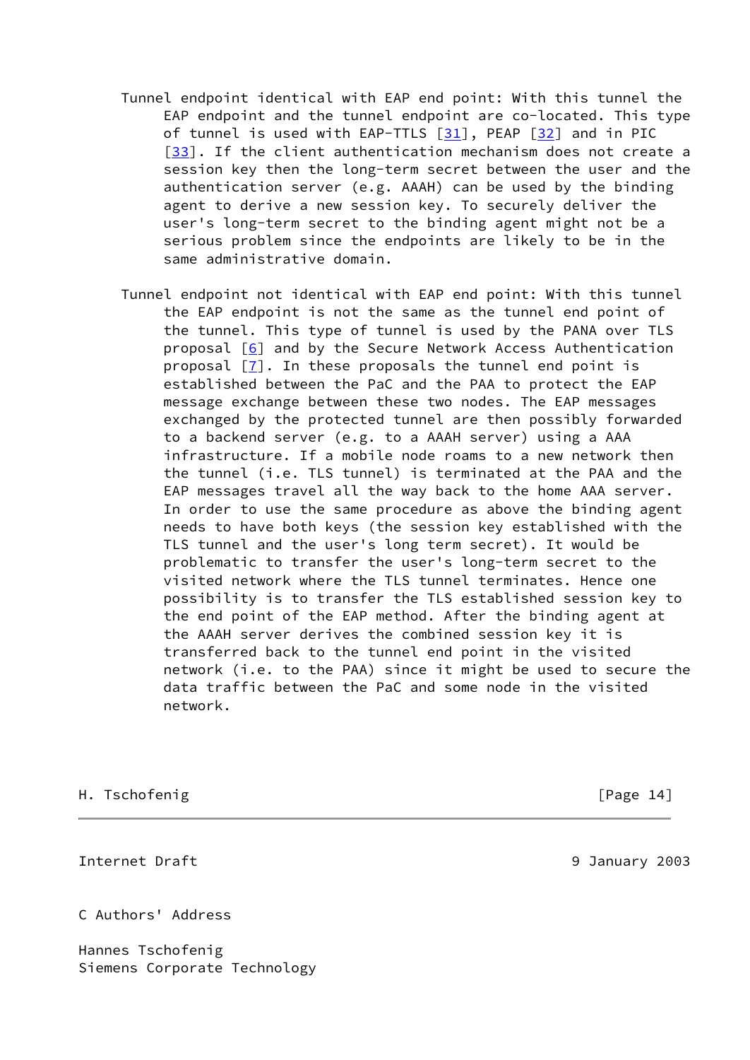Tunnel endpoint identical with EAP end point: With this tunnel the EAP endpoint and the tunnel endpoint are co-located. This type of tunnel is used with EAP-TTLS [31], PEAP [32] and in PIC [33]. If the client authentication mechanism does not create a session key then the long-term secret between the user and the authentication server (e.g. AAAH) can be used by the binding agent to derive a new session key. To securely deliver the user's long-term secret to the binding agent might not be a serious problem since the endpoints are likely to be in the same administrative domain.

Tunnel endpoint not identical with EAP end point: With this tunnel the EAP endpoint is not the same as the tunnel end point of the tunnel. This type of tunnel is used by the PANA over TLS proposal [6] and by the Secure Network Access Authentication proposal [7]. In these proposals the tunnel end point is established between the PaC and the PAA to protect the EAP message exchange between these two nodes. The EAP messages exchanged by the protected tunnel are then possibly forwarded to a backend server (e.g. to a AAAH server) using a AAA infrastructure. If a mobile node roams to a new network then the tunnel (i.e. TLS tunnel) is terminated at the PAA and the EAP messages travel all the way back to the home AAA server. In order to use the same procedure as above the binding agent needs to have both keys (the session key established with the TLS tunnel and the user's long term secret). It would be problematic to transfer the user's long-term secret to the visited network where the TLS tunnel terminates. Hence one possibility is to transfer the TLS established session key to the end point of the EAP method. After the binding agent at the AAAH server derives the combined session key it is transferred back to the tunnel end point in the visited network (i.e. to the PAA) since it might be used to secure the data traffic between the PaC and some node in the visited network.

## C Authors' Address

Hannes Tschofenig
Siemens Corporate Technology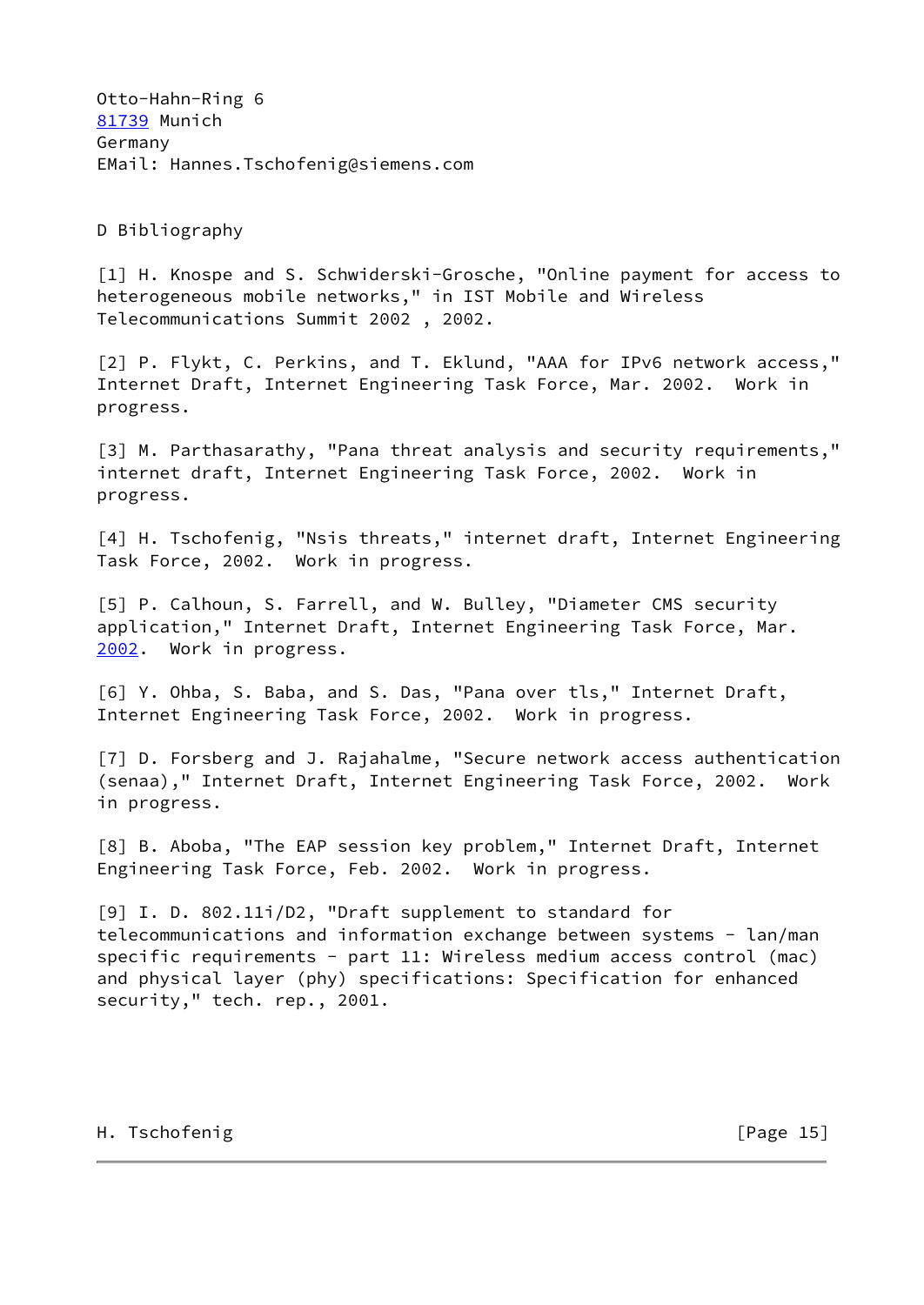Otto-Hahn-Ring 6
81739 Munich
Germany
EMail: Hannes.Tschofenig@siemens.com

## D Bibliography

[1] H. Knospe and S. Schwiderski-Grosche, "Online payment for access to heterogeneous mobile networks," in IST Mobile and Wireless Telecommunications Summit 2002 , 2002.

[2] P. Flykt, C. Perkins, and T. Eklund, "AAA for IPv6 network access," Internet Draft, Internet Engineering Task Force, Mar. 2002. Work in progress.

[3] M. Parthasarathy, "Pana threat analysis and security requirements," internet draft, Internet Engineering Task Force, 2002. Work in progress.

[4] H. Tschofenig, "Nsis threats," internet draft, Internet Engineering Task Force, 2002. Work in progress.

[5] P. Calhoun, S. Farrell, and W. Bulley, "Diameter CMS security application," Internet Draft, Internet Engineering Task Force, Mar. 2002. Work in progress.

[6] Y. Ohba, S. Baba, and S. Das, "Pana over tls," Internet Draft, Internet Engineering Task Force, 2002. Work in progress.

[7] D. Forsberg and J. Rajahalme, "Secure network access authentication (senaa)," Internet Draft, Internet Engineering Task Force, 2002. Work in progress.

[8] B. Aboba, "The EAP session key problem," Internet Draft, Internet Engineering Task Force, Feb. 2002. Work in progress.

[9] I. D. 802.11i/D2, "Draft supplement to standard for telecommunications and information exchange between systems - lan/man specific requirements - part 11: Wireless medium access control (mac) and physical layer (phy) specifications: Specification for enhanced security," tech. rep., 2001.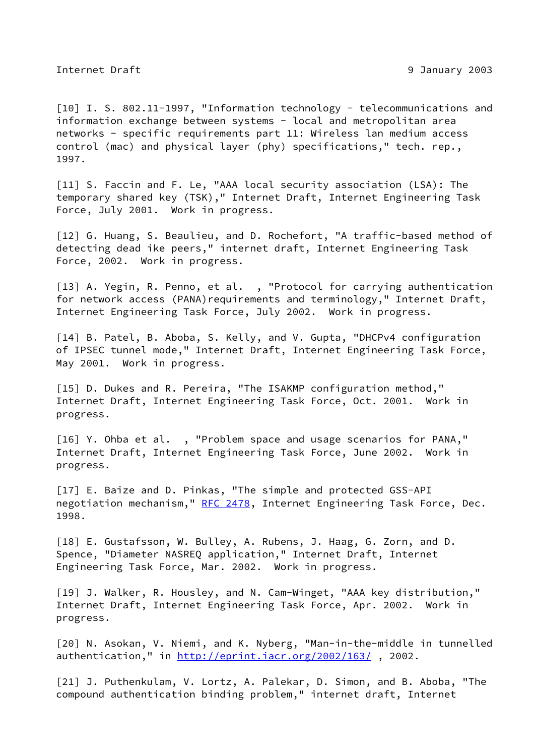[10] I. S. 802.11-1997, "Information technology - telecommunications and information exchange between systems - local and metropolitan area networks - specific requirements part 11: Wireless lan medium access control (mac) and physical layer (phy) specifications," tech. rep., 1997.

[11] S. Faccin and F. Le, "AAA local security association (LSA): The temporary shared key (TSK)," Internet Draft, Internet Engineering Task Force, July 2001. Work in progress.

[12] G. Huang, S. Beaulieu, and D. Rochefort, "A traffic-based method of detecting dead ike peers," internet draft, Internet Engineering Task Force, 2002. Work in progress.

[13] A. Yegin, R. Penno, et al. , "Protocol for carrying authentication for network access (PANA)requirements and terminology," Internet Draft, Internet Engineering Task Force, July 2002. Work in progress.

[14] B. Patel, B. Aboba, S. Kelly, and V. Gupta, "DHCPv4 configuration of IPSEC tunnel mode," Internet Draft, Internet Engineering Task Force, May 2001. Work in progress.

[15] D. Dukes and R. Pereira, "The ISAKMP configuration method," Internet Draft, Internet Engineering Task Force, Oct. 2001. Work in progress.

[16] Y. Ohba et al. , "Problem space and usage scenarios for PANA," Internet Draft, Internet Engineering Task Force, June 2002. Work in progress.

[17] E. Baize and D. Pinkas, "The simple and protected GSS-API negotiation mechanism," RFC 2478, Internet Engineering Task Force, Dec. 1998.

[18] E. Gustafsson, W. Bulley, A. Rubens, J. Haag, G. Zorn, and D. Spence, "Diameter NASREQ application," Internet Draft, Internet Engineering Task Force, Mar. 2002. Work in progress.

[19] J. Walker, R. Housley, and N. Cam-Winget, "AAA key distribution," Internet Draft, Internet Engineering Task Force, Apr. 2002. Work in progress.

[20] N. Asokan, V. Niemi, and K. Nyberg, "Man-in-the-middle in tunnelled authentication," in http://eprint.iacr.org/2002/163/ , 2002.

[21] J. Puthenkulam, V. Lortz, A. Palekar, D. Simon, and B. Aboba, "The compound authentication binding problem," internet draft, Internet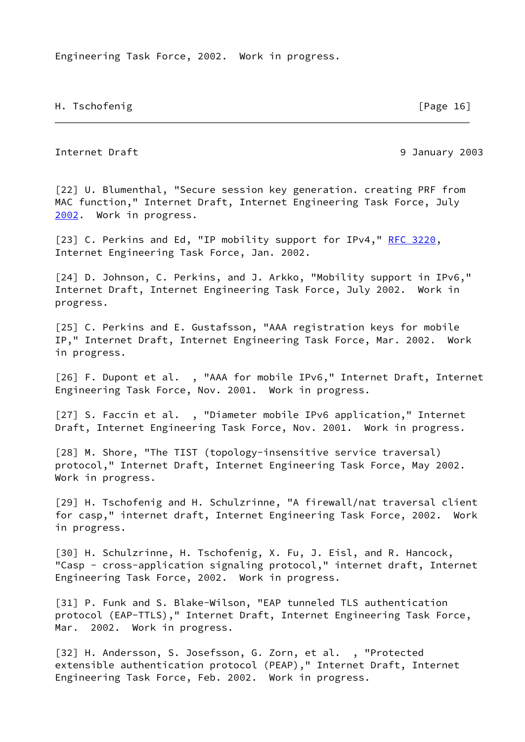Engineering Task Force, 2002.  Work in progress.

[22] U. Blumenthal, "Secure session key generation. creating PRF from MAC function," Internet Draft, Internet Engineering Task Force, July 2002.  Work in progress.

[23] C. Perkins and Ed, "IP mobility support for IPv4," RFC 3220, Internet Engineering Task Force, Jan. 2002.

[24] D. Johnson, C. Perkins, and J. Arkko, "Mobility support in IPv6," Internet Draft, Internet Engineering Task Force, July 2002.  Work in progress.

[25] C. Perkins and E. Gustafsson, "AAA registration keys for mobile IP," Internet Draft, Internet Engineering Task Force, Mar. 2002.  Work in progress.

[26] F. Dupont et al.  , "AAA for mobile IPv6," Internet Draft, Internet Engineering Task Force, Nov. 2001.  Work in progress.

[27] S. Faccin et al.  , "Diameter mobile IPv6 application," Internet Draft, Internet Engineering Task Force, Nov. 2001.  Work in progress.

[28] M. Shore, "The TIST (topology-insensitive service traversal) protocol," Internet Draft, Internet Engineering Task Force, May 2002. Work in progress.

[29] H. Tschofenig and H. Schulzrinne, "A firewall/nat traversal client for casp," internet draft, Internet Engineering Task Force, 2002.  Work in progress.

[30] H. Schulzrinne, H. Tschofenig, X. Fu, J. Eisl, and R. Hancock, "Casp - cross-application signaling protocol," internet draft, Internet Engineering Task Force, 2002.  Work in progress.

[31] P. Funk and S. Blake-Wilson, "EAP tunneled TLS authentication protocol (EAP-TTLS)," Internet Draft, Internet Engineering Task Force, Mar.  2002.  Work in progress.

[32] H. Andersson, S. Josefsson, G. Zorn, et al.  , "Protected extensible authentication protocol (PEAP)," Internet Draft, Internet Engineering Task Force, Feb. 2002.  Work in progress.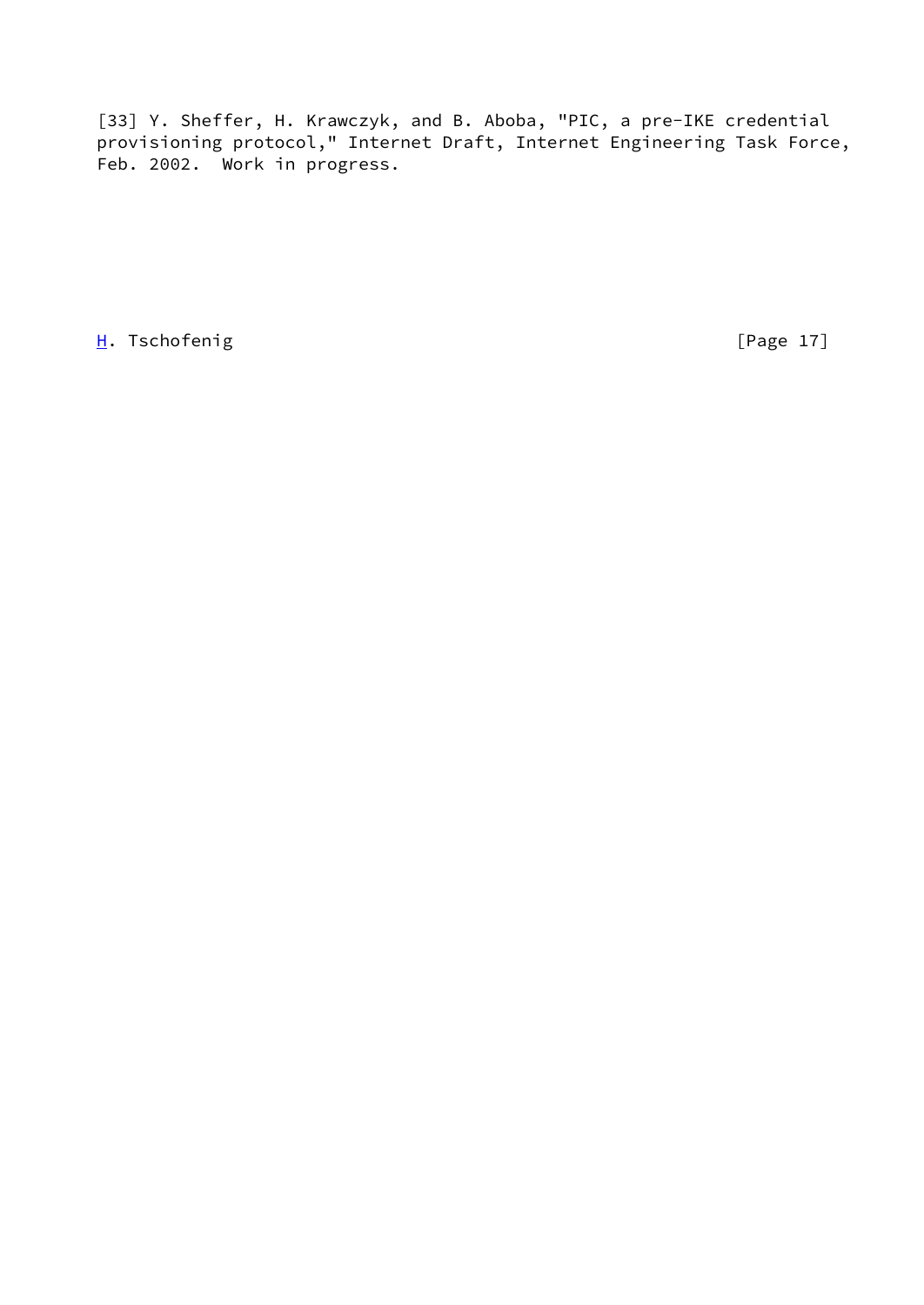[33] Y. Sheffer, H. Krawczyk, and B. Aboba, "PIC, a pre-IKE credential provisioning protocol," Internet Draft, Internet Engineering Task Force, Feb. 2002. Work in progress.